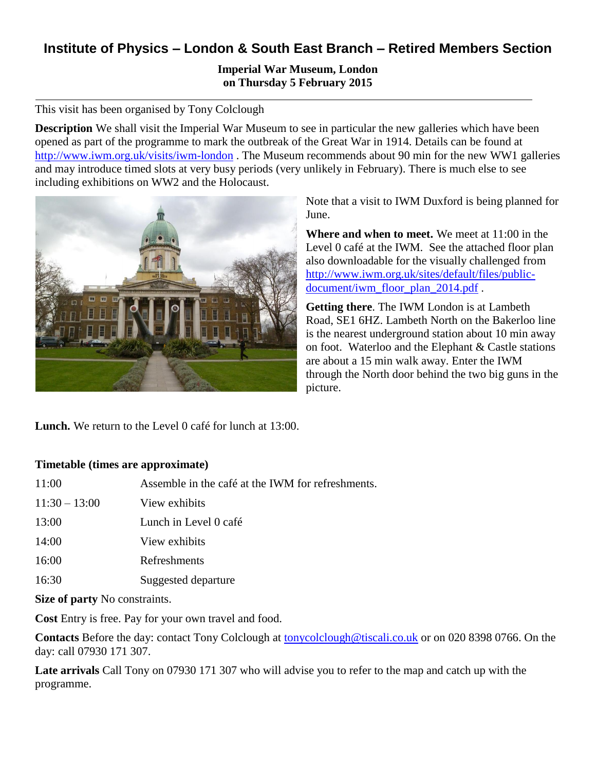# Institute of Physics – London & South East Branch – Retired Members Section

**Imperial War Museum, London**
**on Thursday 5 February 2015**

---

This visit has been organised by Tony Colclough

**Description** We shall visit the Imperial War Museum to see in particular the new galleries which have been opened as part of the programme to mark the outbreak of the Great War in 1914. Details can be found at http://www.iwm.org.uk/visits/iwm-london . The Museum recommends about 90 min for the new WW1 galleries and may introduce timed slots at very busy periods (very unlikely in February). There is much else to see including exhibitions on WW2 and the Holocaust.

Note that a visit to IWM Duxford is being planned for June.

**Where and when to meet.** We meet at 11:00 in the Level 0 café at the IWM. See the attached floor plan also downloadable for the visually challenged from http://www.iwm.org.uk/sites/default/files/public-document/iwm_floor_plan_2014.pdf .

**Getting there**. The IWM London is at Lambeth Road, SE1 6HZ. Lambeth North on the Bakerloo line is the nearest underground station about 10 min away on foot. Waterloo and the Elephant & Castle stations are about a 15 min walk away. Enter the IWM through the North door behind the two big guns in the picture.

**Lunch.** We return to the Level 0 café for lunch at 13:00.

**Timetable (times are approximate)**

| | |
|---|---|
| 11:00 | Assemble in the café at the IWM for refreshments. |
| 11:30 – 13:00 | View exhibits |
| 13:00 | Lunch in Level 0 café |
| 14:00 | View exhibits |
| 16:00 | Refreshments |
| 16:30 | Suggested departure |

**Size of party** No constraints.

**Cost** Entry is free. Pay for your own travel and food.

**Contacts** Before the day: contact Tony Colclough at tonycolclough@tiscali.co.uk or on 020 8398 0766. On the day: call 07930 171 307.

**Late arrivals** Call Tony on 07930 171 307 who will advise you to refer to the map and catch up with the programme.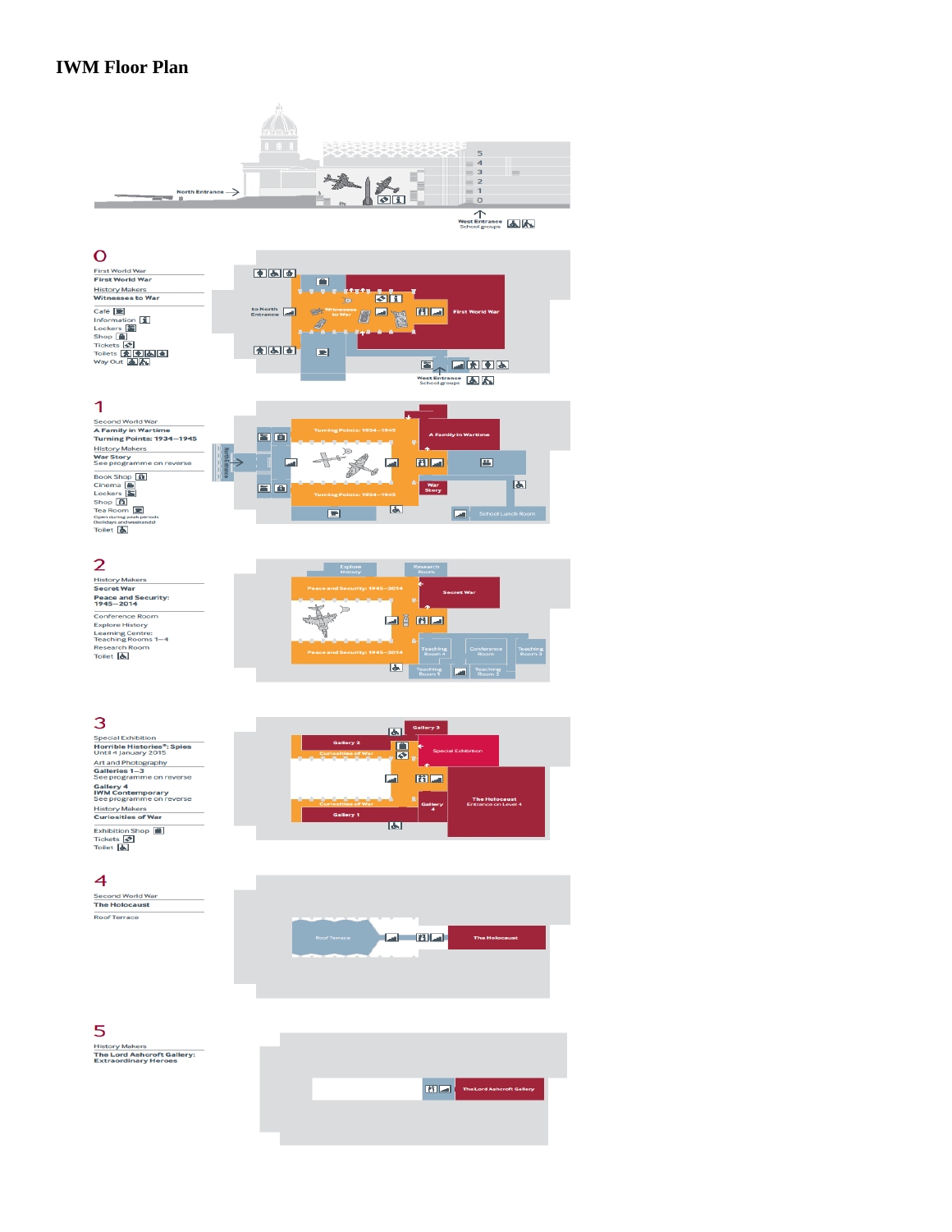# IWM Floor Plan

North Entrance

5
4
3
2
1
0

West Entrance
School groups

## 0

First World War
**First World War**

History Makers
**Witnesses to War**

Café
Information
Lockers
Shop
Tickets
Toilets
Way Out

to North Entrance

Witnesses to War

First World War

West Entrance
School groups

## 1

Second World War
**A Family in Wartime**
**Turning Points: 1934–1945**

History Makers
**War Story**
See programme on reverse

Book Shop
Cinema
Lockers
Shop
Tea Room
Open during peak periods (holidays and weekends)
Toilet

North Entrance

Turning Points: 1934–1945

A Family in Wartime

War Story

School Lunch Room

## 2

History Makers
**Secret War**
**Peace and Security: 1945—2014**

Conference Room
Explore History
Learning Centre: Teaching Rooms 1–4
Research Room
Toilet

Explore History

Research Room

Peace and Security: 1945–2014

Secret War

Teaching Room 4

Conference Room

Teaching Room 3

Teaching Room 1

Teaching Room 2

## 3

Special Exhibition
**Horrible Histories®: Spies**
Until 4 January 2015

Art and Photography
**Galleries 1–3**
See programme on reverse

**Gallery 4**
**IWM Contemporary**
See programme on reverse

History Makers
**Curiosities of War**

Exhibition Shop
Tickets
Toilet

Gallery 3

Gallery 2

Curiosities of War

Special Exhibition

Gallery 4

The Holocaust
Entrance on Level 4

Gallery 1

## 4

Second World War
**The Holocaust**

Roof Terrace

The Holocaust

## 5

History Makers
**The Lord Ashcroft Gallery: Extraordinary Heroes**

The Lord Ashcroft Gallery